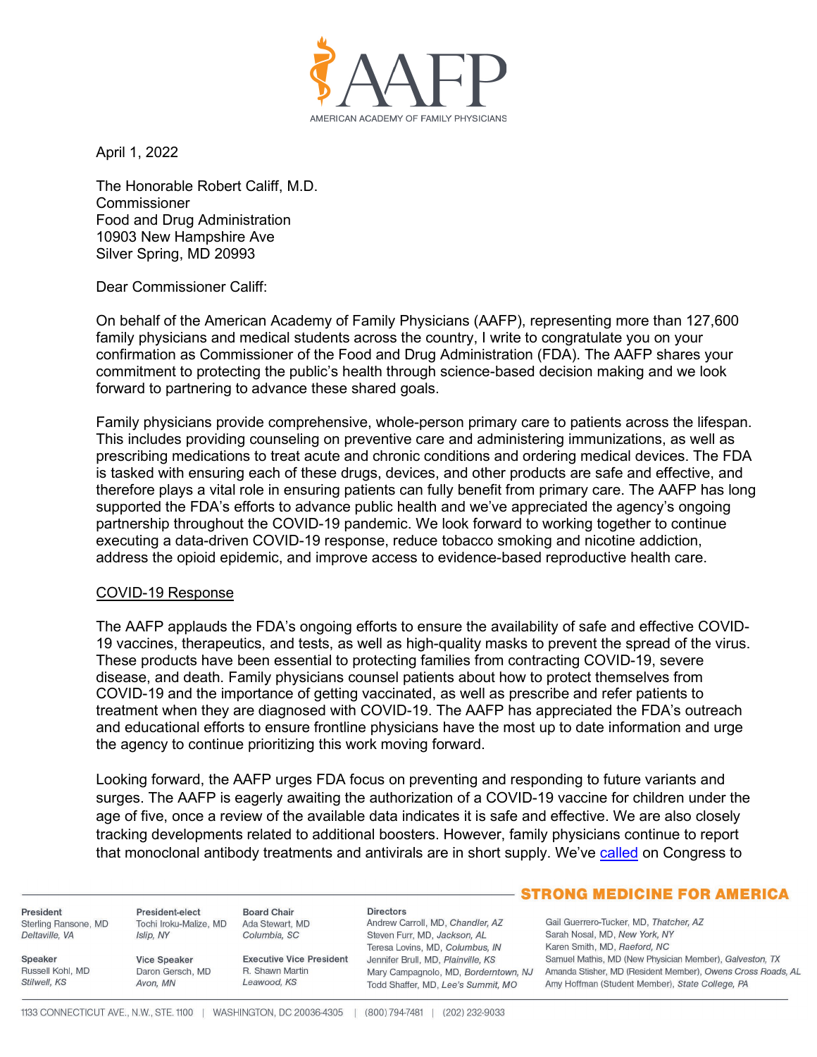AMERICAN ACADEMY OF FAMILY PHYSICIANS

April 1, 2022

The Honorable Robert Califf, M.D.
Commissioner
Food and Drug Administration
10903 New Hampshire Ave
Silver Spring, MD 20993

Dear Commissioner Califf:

On behalf of the American Academy of Family Physicians (AAFP), representing more than 127,600 family physicians and medical students across the country, I write to congratulate you on your confirmation as Commissioner of the Food and Drug Administration (FDA). The AAFP shares your commitment to protecting the public's health through science-based decision making and we look forward to partnering to advance these shared goals.

Family physicians provide comprehensive, whole-person primary care to patients across the lifespan. This includes providing counseling on preventive care and administering immunizations, as well as prescribing medications to treat acute and chronic conditions and ordering medical devices. The FDA is tasked with ensuring each of these drugs, devices, and other products are safe and effective, and therefore plays a vital role in ensuring patients can fully benefit from primary care. The AAFP has long supported the FDA's efforts to advance public health and we've appreciated the agency's ongoing partnership throughout the COVID-19 pandemic. We look forward to working together to continue executing a data-driven COVID-19 response, reduce tobacco smoking and nicotine addiction, address the opioid epidemic, and improve access to evidence-based reproductive health care.

## COVID-19 Response

The AAFP applauds the FDA's ongoing efforts to ensure the availability of safe and effective COVID-19 vaccines, therapeutics, and tests, as well as high-quality masks to prevent the spread of the virus. These products have been essential to protecting families from contracting COVID-19, severe disease, and death. Family physicians counsel patients about how to protect themselves from COVID-19 and the importance of getting vaccinated, as well as prescribe and refer patients to treatment when they are diagnosed with COVID-19. The AAFP has appreciated the FDA's outreach and educational efforts to ensure frontline physicians have the most up to date information and urge the agency to continue prioritizing this work moving forward.

Looking forward, the AAFP urges FDA focus on preventing and responding to future variants and surges. The AAFP is eagerly awaiting the authorization of a COVID-19 vaccine for children under the age of five, once a review of the available data indicates it is safe and effective. We are also closely tracking developments related to additional boosters. However, family physicians continue to report that monoclonal antibody treatments and antivirals are in short supply. We've called on Congress to

STRONG MEDICINE FOR AMERICA

**President**
Sterling Ransone, MD
*Deltaville, VA*

**Speaker**
Russell Kohl, MD
*Stilwell, KS*

**President-elect**
Tochi Iroku-Malize, MD
*Islip, NY*

**Vice Speaker**
Daron Gersch, MD
*Avon, MN*

**Board Chair**
Ada Stewart, MD
*Columbia, SC*

**Executive Vice President**
R. Shawn Martin
*Leawood, KS*

**Directors**
Andrew Carroll, MD, *Chandler, AZ*
Steven Furr, MD, *Jackson, AL*
Teresa Lovins, MD, *Columbus, IN*
Jennifer Brull, MD, *Plainville, KS*
Mary Campagnolo, MD, *Borderntown, NJ*
Todd Shaffer, MD, *Lee's Summit, MO*
Gail Guerrero-Tucker, MD, *Thatcher, AZ*
Sarah Nosal, MD, *New York, NY*
Karen Smith, MD, *Raeford, NC*
Samuel Mathis, MD (New Physician Member), *Galveston, TX*
Amanda Stisher, MD (Resident Member), *Owens Cross Roads, AL*
Amy Hoffman (Student Member), *State College, PA*

1133 CONNECTICUT AVE., N.W., STE. 1100 | WASHINGTON, DC 20036-4305 | (800) 794-7481 | (202) 232-9033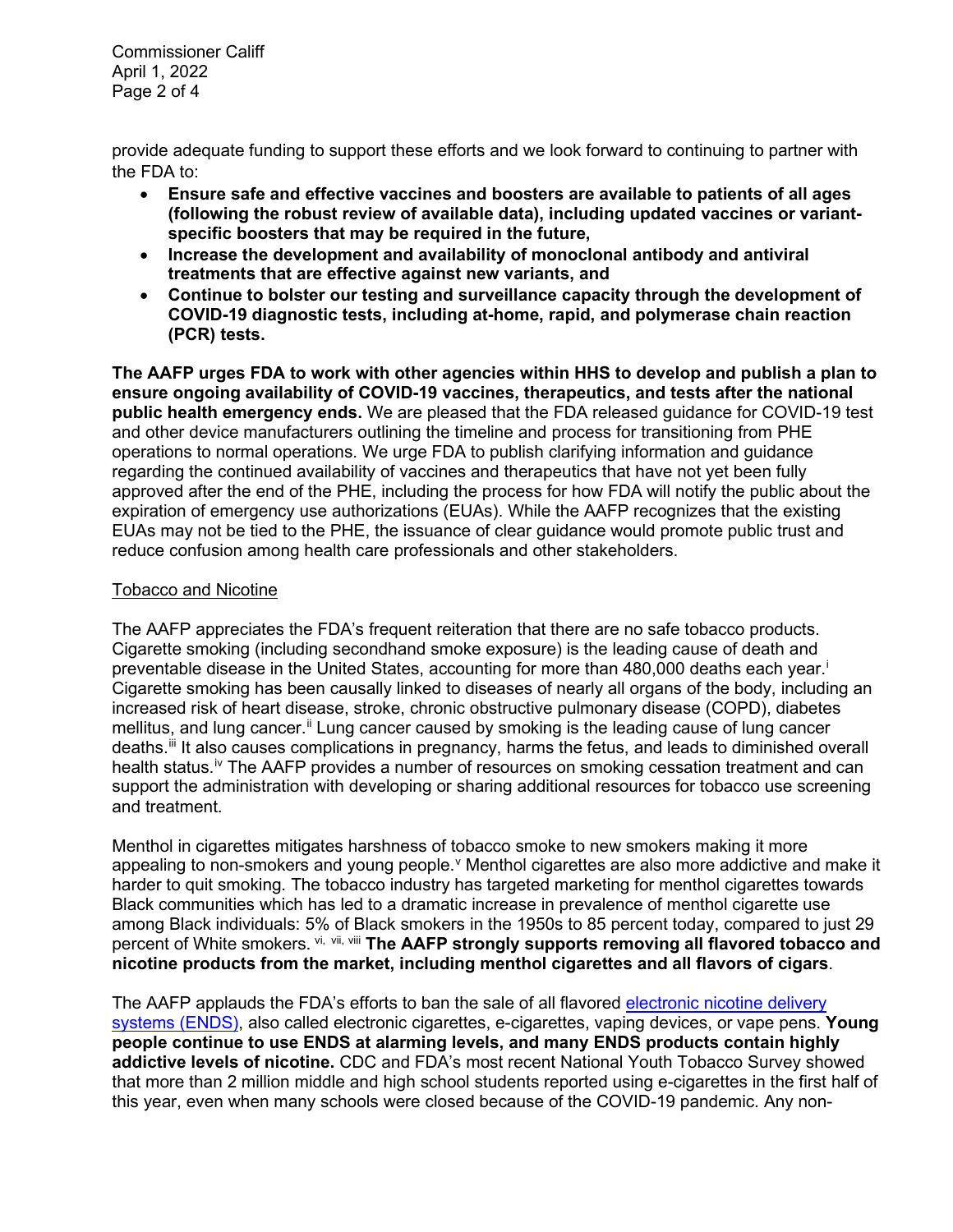provide adequate funding to support these efforts and we look forward to continuing to partner with the FDA to:

- **Ensure safe and effective vaccines and boosters are available to patients of all ages (following the robust review of available data), including updated vaccines or variant-specific boosters that may be required in the future,**
- **Increase the development and availability of monoclonal antibody and antiviral treatments that are effective against new variants, and**
- **Continue to bolster our testing and surveillance capacity through the development of COVID-19 diagnostic tests, including at-home, rapid, and polymerase chain reaction (PCR) tests.**

**The AAFP urges FDA to work with other agencies within HHS to develop and publish a plan to ensure ongoing availability of COVID-19 vaccines, therapeutics, and tests after the national public health emergency ends.** We are pleased that the FDA released guidance for COVID-19 test and other device manufacturers outlining the timeline and process for transitioning from PHE operations to normal operations. We urge FDA to publish clarifying information and guidance regarding the continued availability of vaccines and therapeutics that have not yet been fully approved after the end of the PHE, including the process for how FDA will notify the public about the expiration of emergency use authorizations (EUAs). While the AAFP recognizes that the existing EUAs may not be tied to the PHE, the issuance of clear guidance would promote public trust and reduce confusion among health care professionals and other stakeholders.

Tobacco and Nicotine

The AAFP appreciates the FDA's frequent reiteration that there are no safe tobacco products. Cigarette smoking (including secondhand smoke exposure) is the leading cause of death and preventable disease in the United States, accounting for more than 480,000 deaths each year.[i] Cigarette smoking has been causally linked to diseases of nearly all organs of the body, including an increased risk of heart disease, stroke, chronic obstructive pulmonary disease (COPD), diabetes mellitus, and lung cancer.[ii] Lung cancer caused by smoking is the leading cause of lung cancer deaths.[iii] It also causes complications in pregnancy, harms the fetus, and leads to diminished overall health status.[iv] The AAFP provides a number of resources on smoking cessation treatment and can support the administration with developing or sharing additional resources for tobacco use screening and treatment.

Menthol in cigarettes mitigates harshness of tobacco smoke to new smokers making it more appealing to non-smokers and young people.[v] Menthol cigarettes are also more addictive and make it harder to quit smoking. The tobacco industry has targeted marketing for menthol cigarettes towards Black communities which has led to a dramatic increase in prevalence of menthol cigarette use among Black individuals: 5% of Black smokers in the 1950s to 85 percent today, compared to just 29 percent of White smokers.[vi, vii, viii] **The AAFP strongly supports removing all flavored tobacco and nicotine products from the market, including menthol cigarettes and all flavors of cigars**.

The AAFP applauds the FDA's efforts to ban the sale of all flavored electronic nicotine delivery systems (ENDS), also called electronic cigarettes, e-cigarettes, vaping devices, or vape pens. **Young people continue to use ENDS at alarming levels, and many ENDS products contain highly addictive levels of nicotine.** CDC and FDA's most recent National Youth Tobacco Survey showed that more than 2 million middle and high school students reported using e-cigarettes in the first half of this year, even when many schools were closed because of the COVID-19 pandemic. Any non-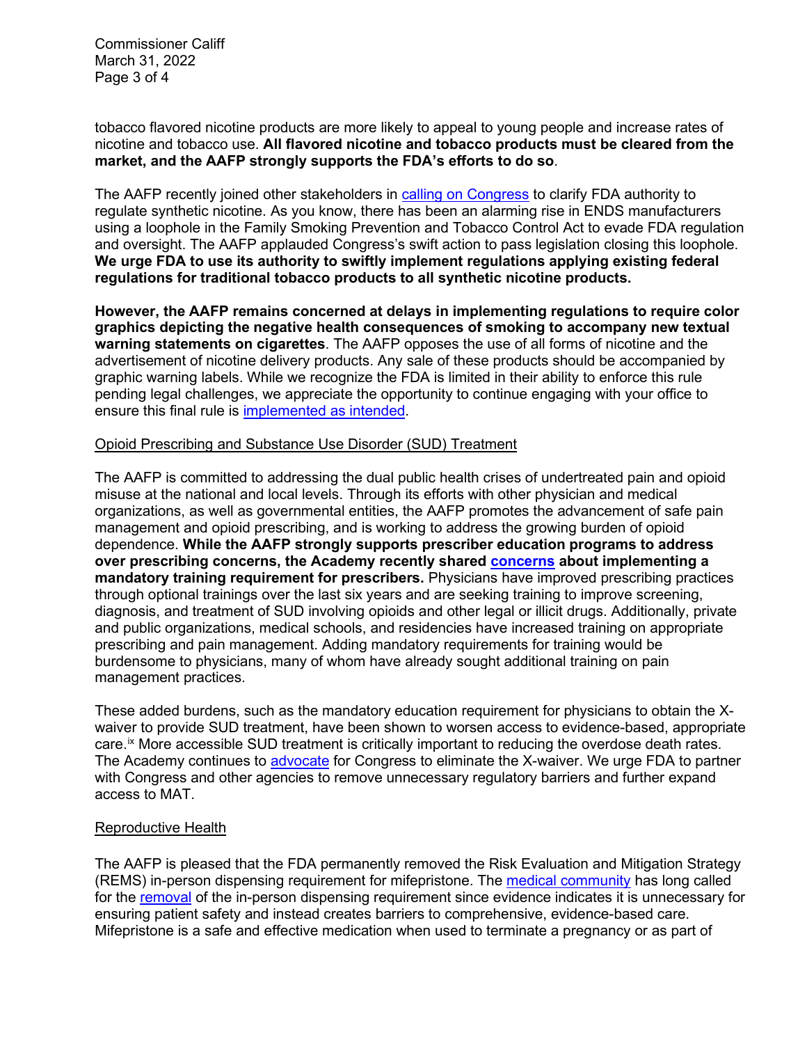tobacco flavored nicotine products are more likely to appeal to young people and increase rates of nicotine and tobacco use. **All flavored nicotine and tobacco products must be cleared from the market, and the AAFP strongly supports the FDA's efforts to do so**.

The AAFP recently joined other stakeholders in calling on Congress to clarify FDA authority to regulate synthetic nicotine. As you know, there has been an alarming rise in ENDS manufacturers using a loophole in the Family Smoking Prevention and Tobacco Control Act to evade FDA regulation and oversight. The AAFP applauded Congress's swift action to pass legislation closing this loophole. **We urge FDA to use its authority to swiftly implement regulations applying existing federal regulations for traditional tobacco products to all synthetic nicotine products.**

**However, the AAFP remains concerned at delays in implementing regulations to require color graphics depicting the negative health consequences of smoking to accompany new textual warning statements on cigarettes**. The AAFP opposes the use of all forms of nicotine and the advertisement of nicotine delivery products. Any sale of these products should be accompanied by graphic warning labels. While we recognize the FDA is limited in their ability to enforce this rule pending legal challenges, we appreciate the opportunity to continue engaging with your office to ensure this final rule is implemented as intended.

## Opioid Prescribing and Substance Use Disorder (SUD) Treatment

The AAFP is committed to addressing the dual public health crises of undertreated pain and opioid misuse at the national and local levels. Through its efforts with other physician and medical organizations, as well as governmental entities, the AAFP promotes the advancement of safe pain management and opioid prescribing, and is working to address the growing burden of opioid dependence. **While the AAFP strongly supports prescriber education programs to address over prescribing concerns, the Academy recently shared concerns about implementing a mandatory training requirement for prescribers.** Physicians have improved prescribing practices through optional trainings over the last six years and are seeking training to improve screening, diagnosis, and treatment of SUD involving opioids and other legal or illicit drugs. Additionally, private and public organizations, medical schools, and residencies have increased training on appropriate prescribing and pain management. Adding mandatory requirements for training would be burdensome to physicians, many of whom have already sought additional training on pain management practices.

These added burdens, such as the mandatory education requirement for physicians to obtain the X-waiver to provide SUD treatment, have been shown to worsen access to evidence-based, appropriate care.[ix] More accessible SUD treatment is critically important to reducing the overdose death rates. The Academy continues to advocate for Congress to eliminate the X-waiver. We urge FDA to partner with Congress and other agencies to remove unnecessary regulatory barriers and further expand access to MAT.

## Reproductive Health

The AAFP is pleased that the FDA permanently removed the Risk Evaluation and Mitigation Strategy (REMS) in-person dispensing requirement for mifepristone. The medical community has long called for the removal of the in-person dispensing requirement since evidence indicates it is unnecessary for ensuring patient safety and instead creates barriers to comprehensive, evidence-based care. Mifepristone is a safe and effective medication when used to terminate a pregnancy or as part of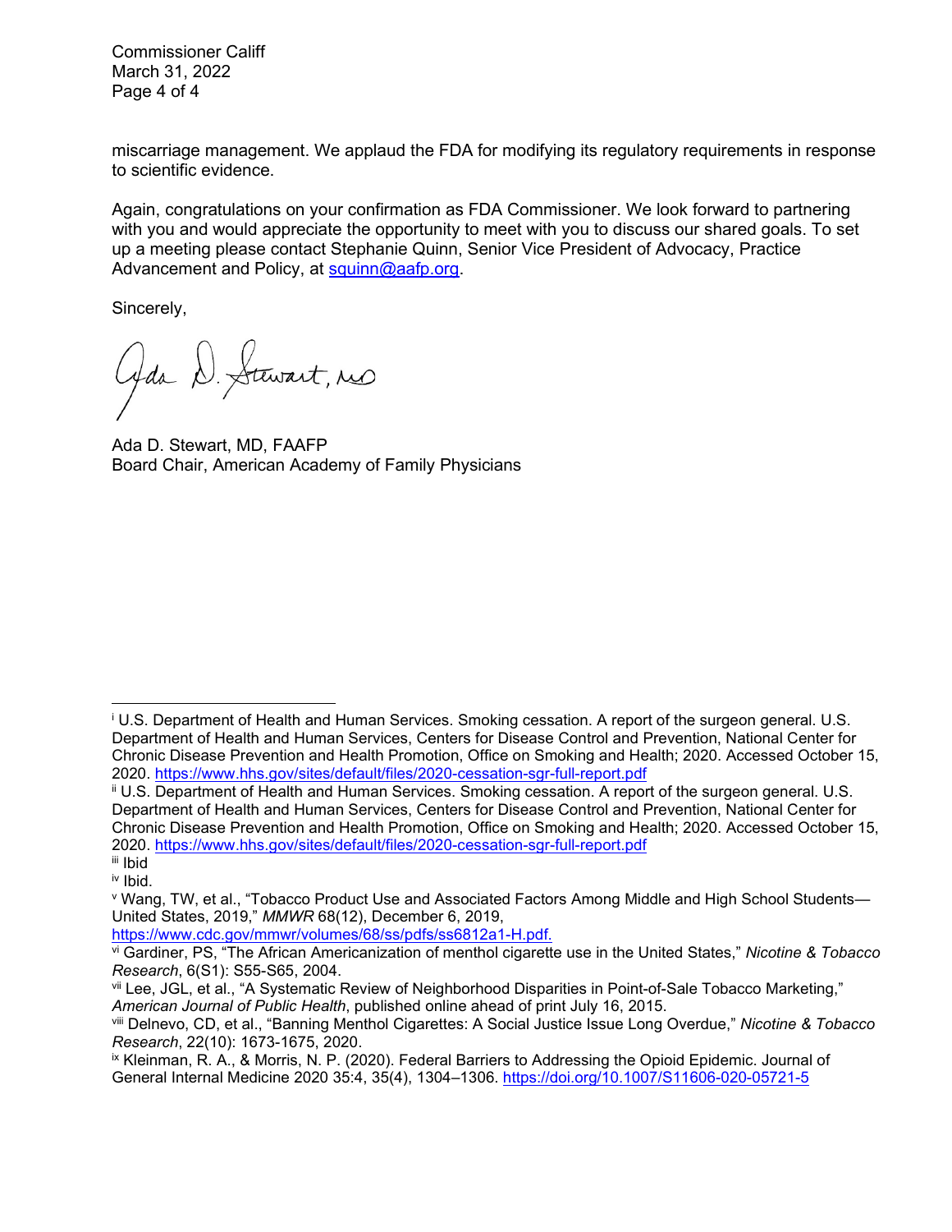miscarriage management. We applaud the FDA for modifying its regulatory requirements in response to scientific evidence.

Again, congratulations on your confirmation as FDA Commissioner. We look forward to partnering with you and would appreciate the opportunity to meet with you to discuss our shared goals. To set up a meeting please contact Stephanie Quinn, Senior Vice President of Advocacy, Practice Advancement and Policy, at squinn@aafp.org.

Sincerely,

Ada D. Stewart, MD

Ada D. Stewart, MD, FAAFP
Board Chair, American Academy of Family Physicians

---

[i] U.S. Department of Health and Human Services. Smoking cessation. A report of the surgeon general. U.S. Department of Health and Human Services, Centers for Disease Control and Prevention, National Center for Chronic Disease Prevention and Health Promotion, Office on Smoking and Health; 2020. Accessed October 15, 2020. https://www.hhs.gov/sites/default/files/2020-cessation-sgr-full-report.pdf

[ii] U.S. Department of Health and Human Services. Smoking cessation. A report of the surgeon general. U.S. Department of Health and Human Services, Centers for Disease Control and Prevention, National Center for Chronic Disease Prevention and Health Promotion, Office on Smoking and Health; 2020. Accessed October 15, 2020. https://www.hhs.gov/sites/default/files/2020-cessation-sgr-full-report.pdf

[iii] Ibid

[iv] Ibid.

[v] Wang, TW, et al., "Tobacco Product Use and Associated Factors Among Middle and High School Students—United States, 2019," *MMWR* 68(12), December 6, 2019, https://www.cdc.gov/mmwr/volumes/68/ss/pdfs/ss6812a1-H.pdf.

[vi] Gardiner, PS, "The African Americanization of menthol cigarette use in the United States," *Nicotine & Tobacco Research*, 6(S1): S55-S65, 2004.

[vii] Lee, JGL, et al., "A Systematic Review of Neighborhood Disparities in Point-of-Sale Tobacco Marketing," *American Journal of Public Health*, published online ahead of print July 16, 2015.

[viii] Delnevo, CD, et al., "Banning Menthol Cigarettes: A Social Justice Issue Long Overdue," *Nicotine & Tobacco Research*, 22(10): 1673-1675, 2020.

[ix] Kleinman, R. A., & Morris, N. P. (2020). Federal Barriers to Addressing the Opioid Epidemic. Journal of General Internal Medicine 2020 35:4, 35(4), 1304–1306. https://doi.org/10.1007/S11606-020-05721-5